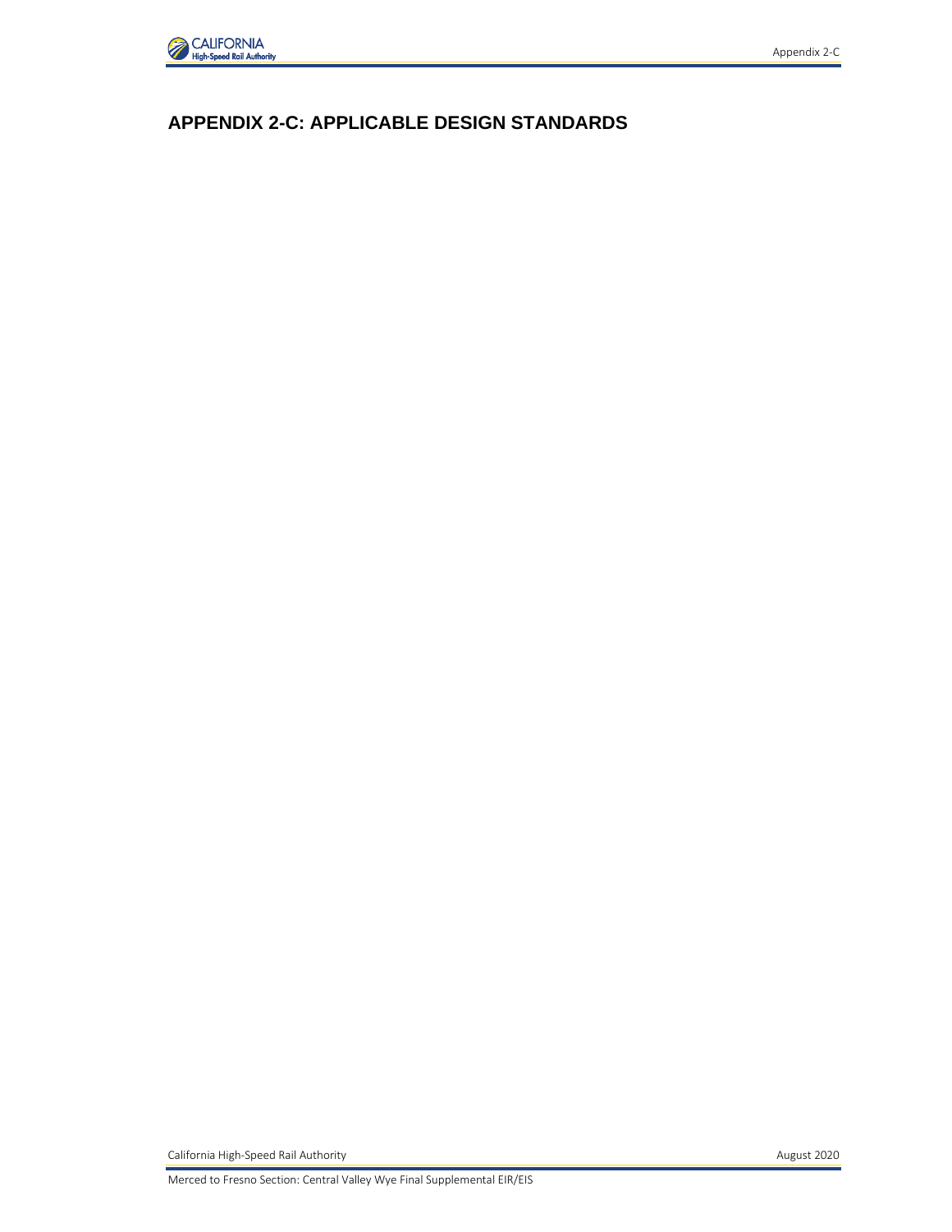# APPENDIX 2-C: APPLICABLE DESIGN STANDARDS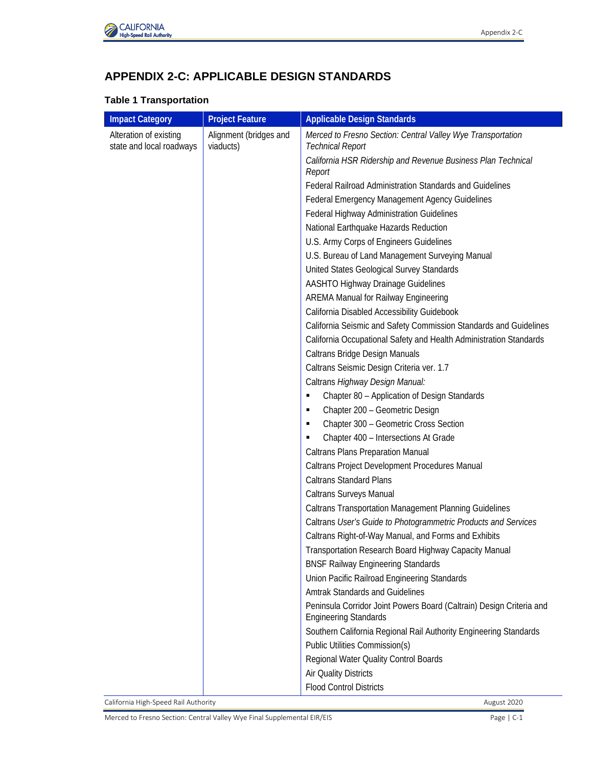# APPENDIX 2-C: APPLICABLE DESIGN STANDARDS

### Table 1 Transportation

| Impact Category | Project Feature | Applicable Design Standards |
|---|---|---|
| Alteration of existing state and local roadways | Alignment (bridges and viaducts) | *Merced to Fresno Section: Central Valley Wye Transportation Technical Report* |
| | | *California HSR Ridership and Revenue Business Plan Technical Report* |
| | | Federal Railroad Administration Standards and Guidelines |
| | | Federal Emergency Management Agency Guidelines |
| | | Federal Highway Administration Guidelines |
| | | National Earthquake Hazards Reduction |
| | | U.S. Army Corps of Engineers Guidelines |
| | | U.S. Bureau of Land Management Surveying Manual |
| | | United States Geological Survey Standards |
| | | AASHTO Highway Drainage Guidelines |
| | | AREMA Manual for Railway Engineering |
| | | California Disabled Accessibility Guidebook |
| | | California Seismic and Safety Commission Standards and Guidelines |
| | | California Occupational Safety and Health Administration Standards |
| | | Caltrans Bridge Design Manuals |
| | | Caltrans Seismic Design Criteria ver. 1.7 |
| | | Caltrans *Highway Design Manual:* |
| | | ▪ Chapter 80 – Application of Design Standards |
| | | ▪ Chapter 200 – Geometric Design |
| | | ▪ Chapter 300 – Geometric Cross Section |
| | | ▪ Chapter 400 – Intersections At Grade |
| | | Caltrans Plans Preparation Manual |
| | | Caltrans Project Development Procedures Manual |
| | | Caltrans Standard Plans |
| | | Caltrans Surveys Manual |
| | | Caltrans Transportation Management Planning Guidelines |
| | | Caltrans *User's Guide to Photogrammetric Products and Services* |
| | | Caltrans Right-of-Way Manual, and Forms and Exhibits |
| | | Transportation Research Board Highway Capacity Manual |
| | | BNSF Railway Engineering Standards |
| | | Union Pacific Railroad Engineering Standards |
| | | Amtrak Standards and Guidelines |
| | | Peninsula Corridor Joint Powers Board (Caltrain) Design Criteria and Engineering Standards |
| | | Southern California Regional Rail Authority Engineering Standards |
| | | Public Utilities Commission(s) |
| | | Regional Water Quality Control Boards |
| | | Air Quality Districts |
| | | Flood Control Districts |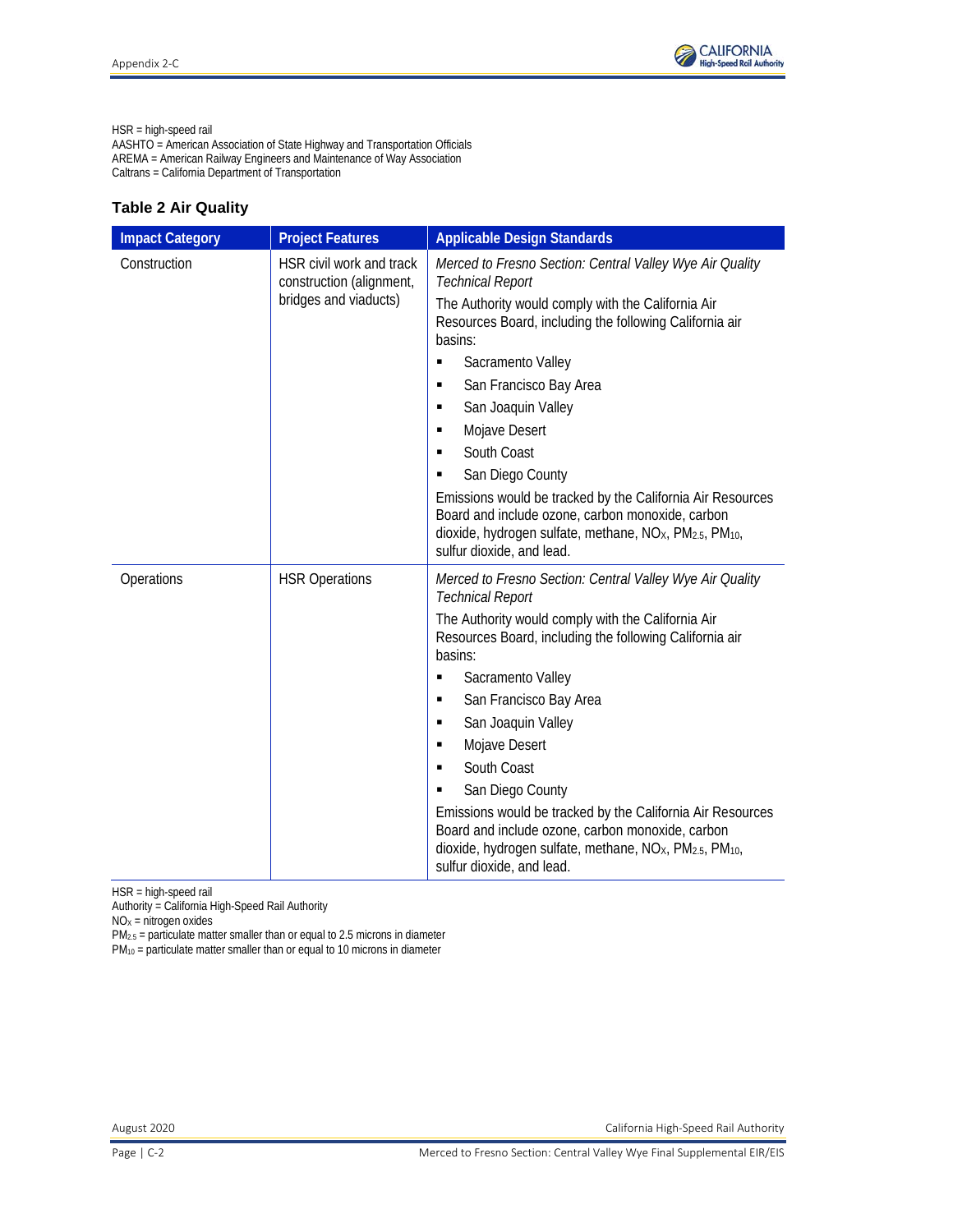HSR = high-speed rail
AASHTO = American Association of State Highway and Transportation Officials
AREMA = American Railway Engineers and Maintenance of Way Association
Caltrans = California Department of Transportation

### Table 2 Air Quality

| Impact Category | Project Features | Applicable Design Standards |
|---|---|---|
| Construction | HSR civil work and track construction (alignment, bridges and viaducts) | *Merced to Fresno Section: Central Valley Wye Air Quality Technical Report*<br>The Authority would comply with the California Air Resources Board, including the following California air basins:<br>▪ Sacramento Valley<br>▪ San Francisco Bay Area<br>▪ San Joaquin Valley<br>▪ Mojave Desert<br>▪ South Coast<br>▪ San Diego County<br>Emissions would be tracked by the California Air Resources Board and include ozone, carbon monoxide, carbon dioxide, hydrogen sulfate, methane, $NO_X$, $PM_{2.5}$, $PM_{10}$, sulfur dioxide, and lead. |
| Operations | HSR Operations | *Merced to Fresno Section: Central Valley Wye Air Quality Technical Report*<br>The Authority would comply with the California Air Resources Board, including the following California air basins:<br>▪ Sacramento Valley<br>▪ San Francisco Bay Area<br>▪ San Joaquin Valley<br>▪ Mojave Desert<br>▪ South Coast<br>▪ San Diego County<br>Emissions would be tracked by the California Air Resources Board and include ozone, carbon monoxide, carbon dioxide, hydrogen sulfate, methane, $NO_X$, $PM_{2.5}$, $PM_{10}$, sulfur dioxide, and lead. |

HSR = high-speed rail
Authority = California High-Speed Rail Authority
$NO_X$ = nitrogen oxides
$PM_{2.5}$ = particulate matter smaller than or equal to 2.5 microns in diameter
$PM_{10}$ = particulate matter smaller than or equal to 10 microns in diameter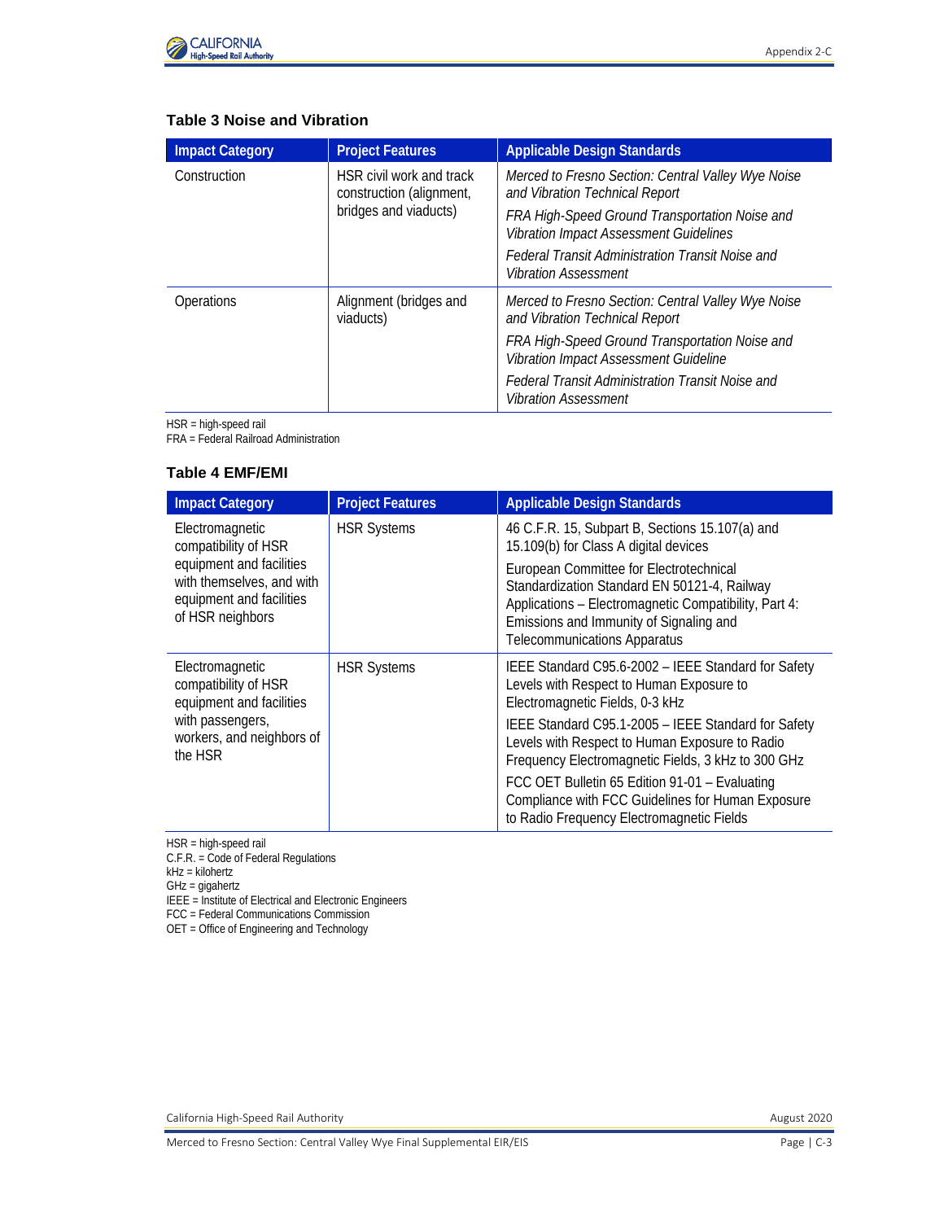### Table 3 Noise and Vibration

| Impact Category | Project Features | Applicable Design Standards |
|---|---|---|
| Construction | HSR civil work and track construction (alignment, bridges and viaducts) | *Merced to Fresno Section: Central Valley Wye Noise and Vibration Technical Report*<br>*FRA High-Speed Ground Transportation Noise and Vibration Impact Assessment Guidelines*<br>*Federal Transit Administration Transit Noise and Vibration Assessment* |
| Operations | Alignment (bridges and viaducts) | *Merced to Fresno Section: Central Valley Wye Noise and Vibration Technical Report*<br>*FRA High-Speed Ground Transportation Noise and Vibration Impact Assessment Guideline*<br>*Federal Transit Administration Transit Noise and Vibration Assessment* |

HSR = high-speed rail
FRA = Federal Railroad Administration

### Table 4 EMF/EMI

| Impact Category | Project Features | Applicable Design Standards |
|---|---|---|
| Electromagnetic compatibility of HSR equipment and facilities with themselves, and with equipment and facilities of HSR neighbors | HSR Systems | 46 C.F.R. 15, Subpart B, Sections 15.107(a) and 15.109(b) for Class A digital devices<br>European Committee for Electrotechnical Standardization Standard EN 50121-4, Railway Applications – Electromagnetic Compatibility, Part 4: Emissions and Immunity of Signaling and Telecommunications Apparatus |
| Electromagnetic compatibility of HSR equipment and facilities with passengers, workers, and neighbors of the HSR | HSR Systems | IEEE Standard C95.6-2002 – IEEE Standard for Safety Levels with Respect to Human Exposure to Electromagnetic Fields, 0-3 kHz<br>IEEE Standard C95.1-2005 – IEEE Standard for Safety Levels with Respect to Human Exposure to Radio Frequency Electromagnetic Fields, 3 kHz to 300 GHz<br>FCC OET Bulletin 65 Edition 91-01 – Evaluating Compliance with FCC Guidelines for Human Exposure to Radio Frequency Electromagnetic Fields |

HSR = high-speed rail
C.F.R. = Code of Federal Regulations
kHz = kilohertz
GHz = gigahertz
IEEE = Institute of Electrical and Electronic Engineers
FCC = Federal Communications Commission
OET = Office of Engineering and Technology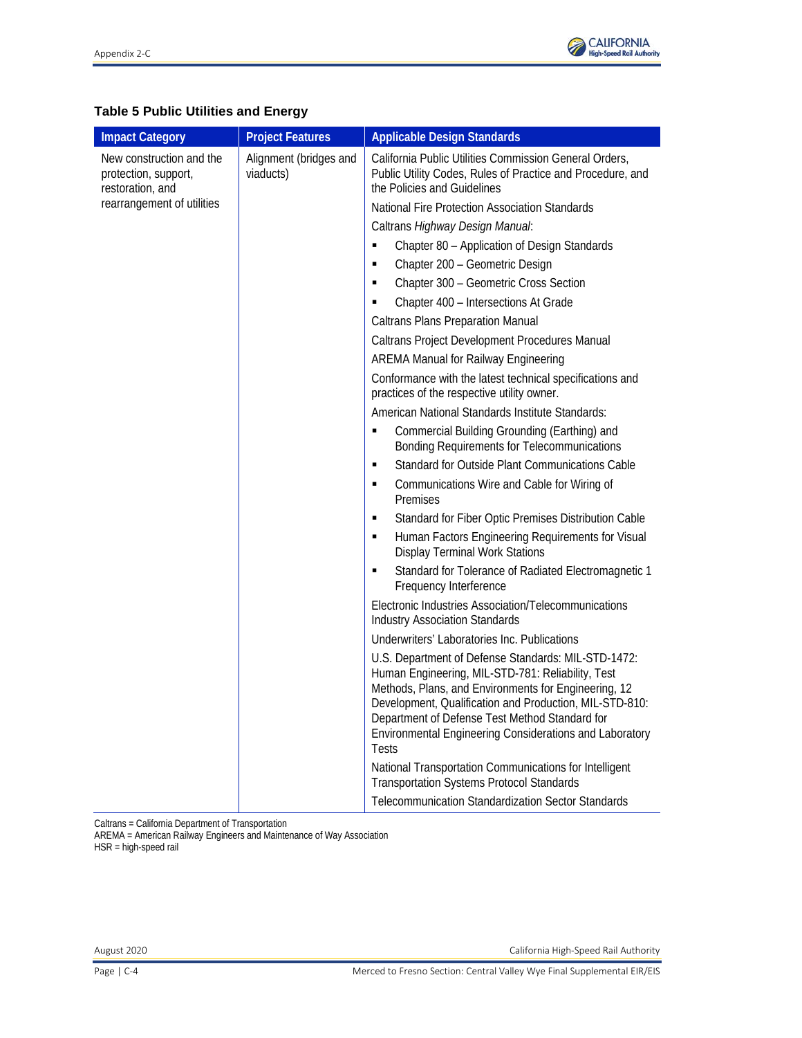**Table 5 Public Utilities and Energy**

| Impact Category | Project Features | Applicable Design Standards |
|---|---|---|
| New construction and the protection, support, restoration, and rearrangement of utilities | Alignment (bridges and viaducts) | California Public Utilities Commission General Orders, Public Utility Codes, Rules of Practice and Procedure, and the Policies and Guidelines<br>National Fire Protection Association Standards<br>Caltrans *Highway Design Manual*:<br>▪ Chapter 80 – Application of Design Standards<br>▪ Chapter 200 – Geometric Design<br>▪ Chapter 300 – Geometric Cross Section<br>▪ Chapter 400 – Intersections At Grade<br>Caltrans Plans Preparation Manual<br>Caltrans Project Development Procedures Manual<br>AREMA Manual for Railway Engineering<br>Conformance with the latest technical specifications and practices of the respective utility owner.<br>American National Standards Institute Standards:<br>▪ Commercial Building Grounding (Earthing) and Bonding Requirements for Telecommunications<br>▪ Standard for Outside Plant Communications Cable<br>▪ Communications Wire and Cable for Wiring of Premises<br>▪ Standard for Fiber Optic Premises Distribution Cable<br>▪ Human Factors Engineering Requirements for Visual Display Terminal Work Stations<br>▪ Standard for Tolerance of Radiated Electromagnetic 1 Frequency Interference<br>Electronic Industries Association/Telecommunications Industry Association Standards<br>Underwriters' Laboratories Inc. Publications<br>U.S. Department of Defense Standards: MIL-STD-1472: Human Engineering, MIL-STD-781: Reliability, Test Methods, Plans, and Environments for Engineering, 12 Development, Qualification and Production, MIL-STD-810: Department of Defense Test Method Standard for Environmental Engineering Considerations and Laboratory Tests<br>National Transportation Communications for Intelligent Transportation Systems Protocol Standards<br>Telecommunication Standardization Sector Standards |

Caltrans = California Department of Transportation
AREMA = American Railway Engineers and Maintenance of Way Association
HSR = high-speed rail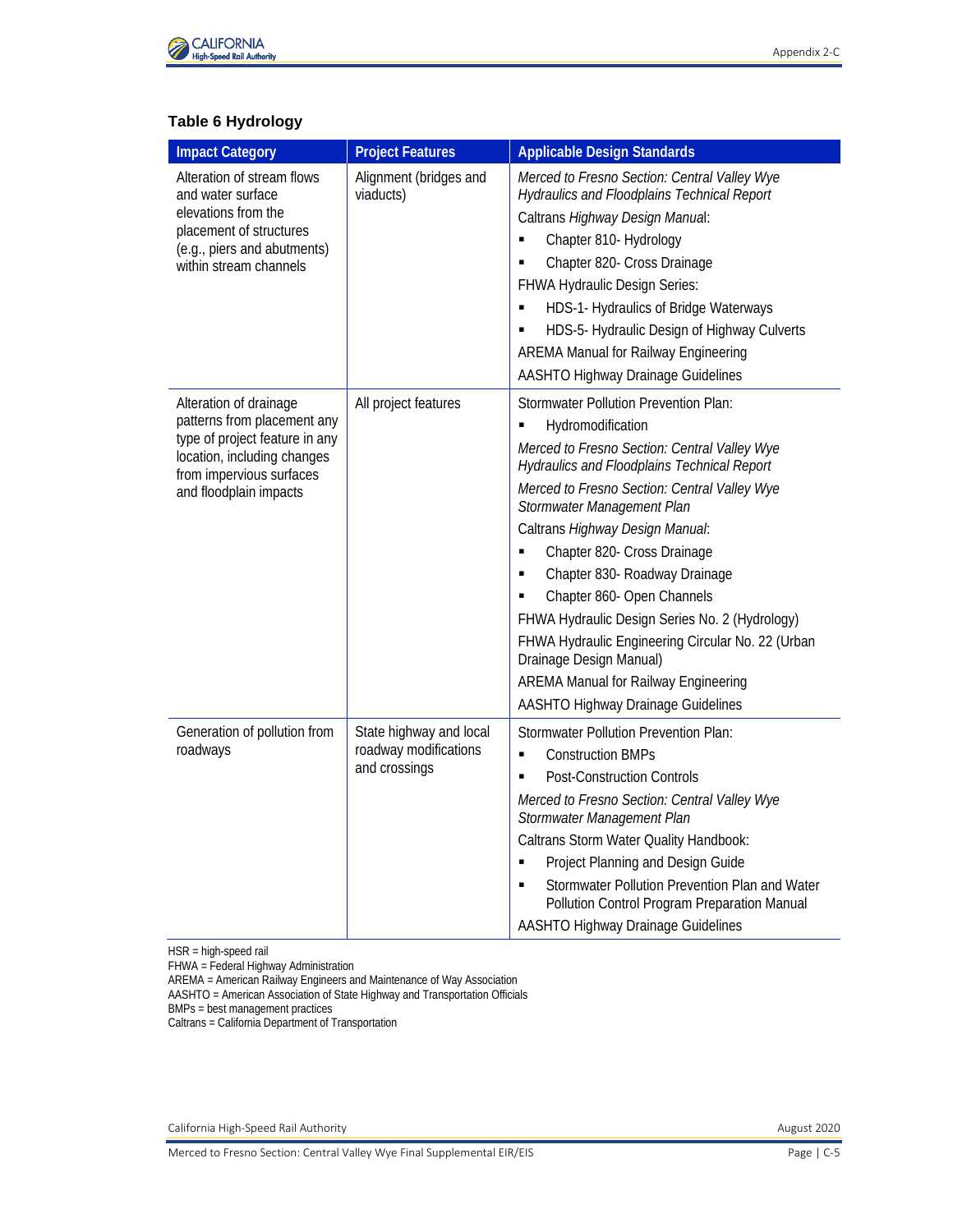**Table 6 Hydrology**

| Impact Category | Project Features | Applicable Design Standards |
|---|---|---|
| Alteration of stream flows and water surface elevations from the placement of structures (e.g., piers and abutments) within stream channels | Alignment (bridges and viaducts) | *Merced to Fresno Section: Central Valley Wye Hydraulics and Floodplains Technical Report*<br>Caltrans *Highway Design Manual*:<br>▪ Chapter 810- Hydrology<br>▪ Chapter 820- Cross Drainage<br>FHWA Hydraulic Design Series:<br>▪ HDS-1- Hydraulics of Bridge Waterways<br>▪ HDS-5- Hydraulic Design of Highway Culverts<br>AREMA Manual for Railway Engineering<br>AASHTO Highway Drainage Guidelines |
| Alteration of drainage patterns from placement any type of project feature in any location, including changes from impervious surfaces and floodplain impacts | All project features | Stormwater Pollution Prevention Plan:<br>▪ Hydromodification<br>*Merced to Fresno Section: Central Valley Wye Hydraulics and Floodplains Technical Report*<br>*Merced to Fresno Section: Central Valley Wye Stormwater Management Plan*<br>Caltrans *Highway Design Manual*:<br>▪ Chapter 820- Cross Drainage<br>▪ Chapter 830- Roadway Drainage<br>▪ Chapter 860- Open Channels<br>FHWA Hydraulic Design Series No. 2 (Hydrology)<br>FHWA Hydraulic Engineering Circular No. 22 (Urban Drainage Design Manual)<br>AREMA Manual for Railway Engineering<br>AASHTO Highway Drainage Guidelines |
| Generation of pollution from roadways | State highway and local roadway modifications and crossings | Stormwater Pollution Prevention Plan:<br>▪ Construction BMPs<br>▪ Post-Construction Controls<br>*Merced to Fresno Section: Central Valley Wye Stormwater Management Plan*<br>Caltrans Storm Water Quality Handbook:<br>▪ Project Planning and Design Guide<br>▪ Stormwater Pollution Prevention Plan and Water Pollution Control Program Preparation Manual<br>AASHTO Highway Drainage Guidelines |

HSR = high-speed rail
FHWA = Federal Highway Administration
AREMA = American Railway Engineers and Maintenance of Way Association
AASHTO = American Association of State Highway and Transportation Officials
BMPs = best management practices
Caltrans = California Department of Transportation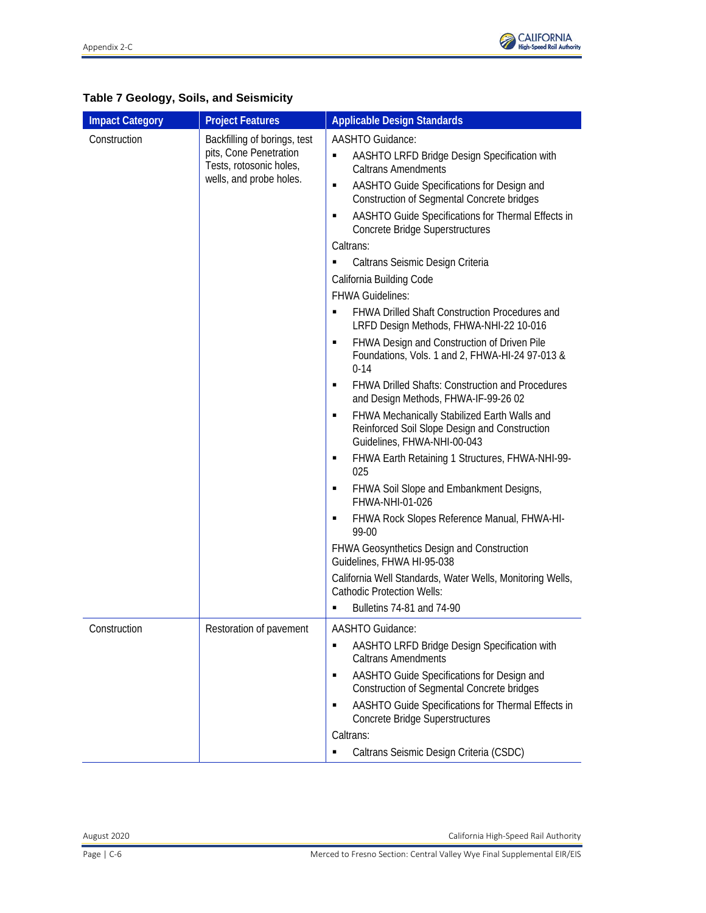**Table 7 Geology, Soils, and Seismicity**

| Impact Category | Project Features | Applicable Design Standards |
|---|---|---|
| Construction | Backfilling of borings, test pits, Cone Penetration Tests, rotosonic holes, wells, and probe holes. | AASHTO Guidance:<br>▪ AASHTO LRFD Bridge Design Specification with Caltrans Amendments<br>▪ AASHTO Guide Specifications for Design and Construction of Segmental Concrete bridges<br>▪ AASHTO Guide Specifications for Thermal Effects in Concrete Bridge Superstructures<br>Caltrans:<br>▪ Caltrans Seismic Design Criteria<br>California Building Code<br>FHWA Guidelines:<br>▪ FHWA Drilled Shaft Construction Procedures and LRFD Design Methods, FHWA-NHI-22 10-016<br>▪ FHWA Design and Construction of Driven Pile Foundations, Vols. 1 and 2, FHWA-HI-24 97-013 & 0-14<br>▪ FHWA Drilled Shafts: Construction and Procedures and Design Methods, FHWA-IF-99-26 02<br>▪ FHWA Mechanically Stabilized Earth Walls and Reinforced Soil Slope Design and Construction Guidelines, FHWA-NHI-00-043<br>▪ FHWA Earth Retaining 1 Structures, FHWA-NHI-99-025<br>▪ FHWA Soil Slope and Embankment Designs, FHWA-NHI-01-026<br>▪ FHWA Rock Slopes Reference Manual, FHWA-HI-99-00<br>FHWA Geosynthetics Design and Construction Guidelines, FHWA HI-95-038<br>California Well Standards, Water Wells, Monitoring Wells, Cathodic Protection Wells:<br>▪ Bulletins 74-81 and 74-90 |
| Construction | Restoration of pavement | AASHTO Guidance:<br>▪ AASHTO LRFD Bridge Design Specification with Caltrans Amendments<br>▪ AASHTO Guide Specifications for Design and Construction of Segmental Concrete bridges<br>▪ AASHTO Guide Specifications for Thermal Effects in Concrete Bridge Superstructures<br>Caltrans:<br>▪ Caltrans Seismic Design Criteria (CSDC) |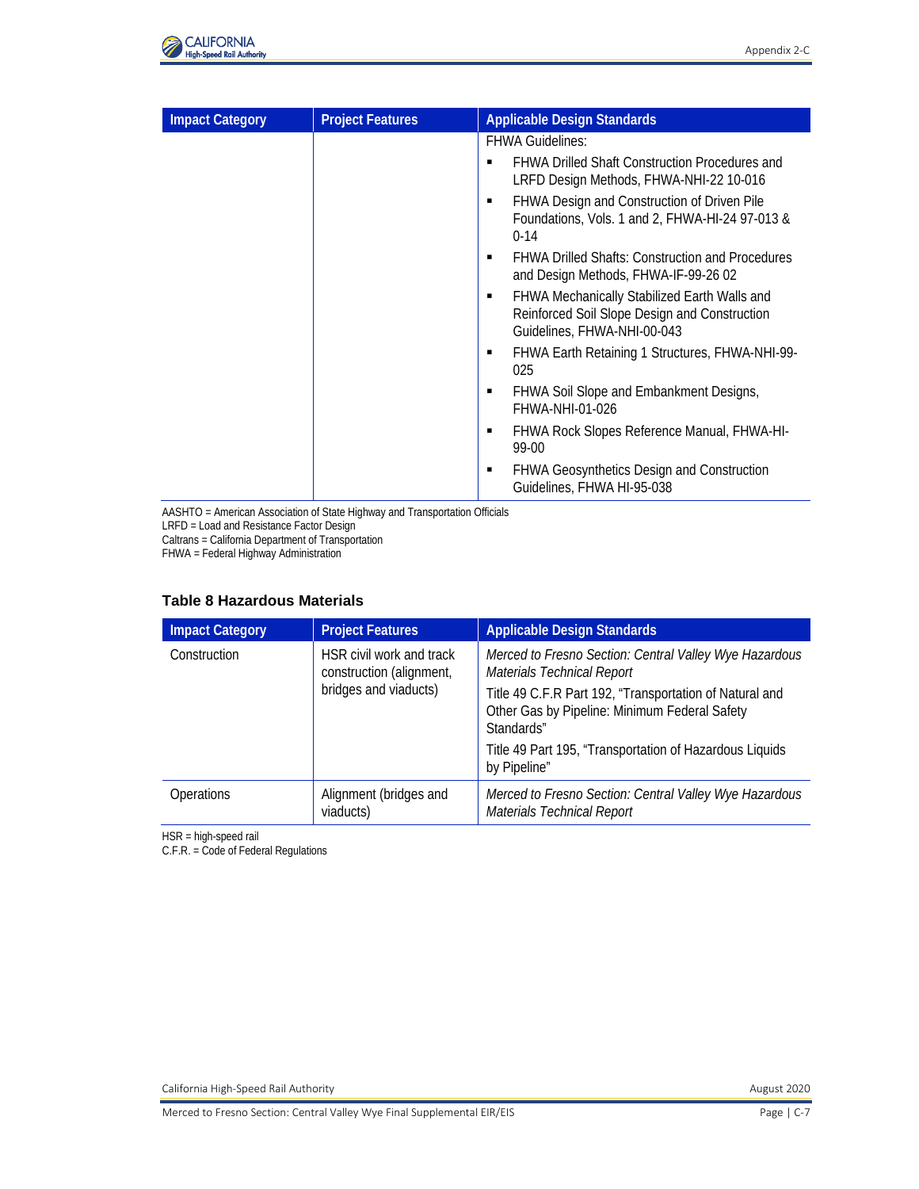| Impact Category | Project Features | Applicable Design Standards |
|---|---|---|
| | | FHWA Guidelines:<br>▪ FHWA Drilled Shaft Construction Procedures and LRFD Design Methods, FHWA-NHI-22 10-016<br>▪ FHWA Design and Construction of Driven Pile Foundations, Vols. 1 and 2, FHWA-HI-24 97-013 & 0-14<br>▪ FHWA Drilled Shafts: Construction and Procedures and Design Methods, FHWA-IF-99-26 02<br>▪ FHWA Mechanically Stabilized Earth Walls and Reinforced Soil Slope Design and Construction Guidelines, FHWA-NHI-00-043<br>▪ FHWA Earth Retaining 1 Structures, FHWA-NHI-99-025<br>▪ FHWA Soil Slope and Embankment Designs, FHWA-NHI-01-026<br>▪ FHWA Rock Slopes Reference Manual, FHWA-HI-99-00<br>▪ FHWA Geosynthetics Design and Construction Guidelines, FHWA HI-95-038 |

AASHTO = American Association of State Highway and Transportation Officials
LRFD = Load and Resistance Factor Design
Caltrans = California Department of Transportation
FHWA = Federal Highway Administration

### Table 8 Hazardous Materials

| Impact Category | Project Features | Applicable Design Standards |
|---|---|---|
| Construction | HSR civil work and track construction (alignment, bridges and viaducts) | *Merced to Fresno Section: Central Valley Wye Hazardous Materials Technical Report*<br>Title 49 C.F.R Part 192, "Transportation of Natural and Other Gas by Pipeline: Minimum Federal Safety Standards"<br>Title 49 Part 195, "Transportation of Hazardous Liquids by Pipeline" |
| Operations | Alignment (bridges and viaducts) | *Merced to Fresno Section: Central Valley Wye Hazardous Materials Technical Report* |

HSR = high-speed rail
C.F.R. = Code of Federal Regulations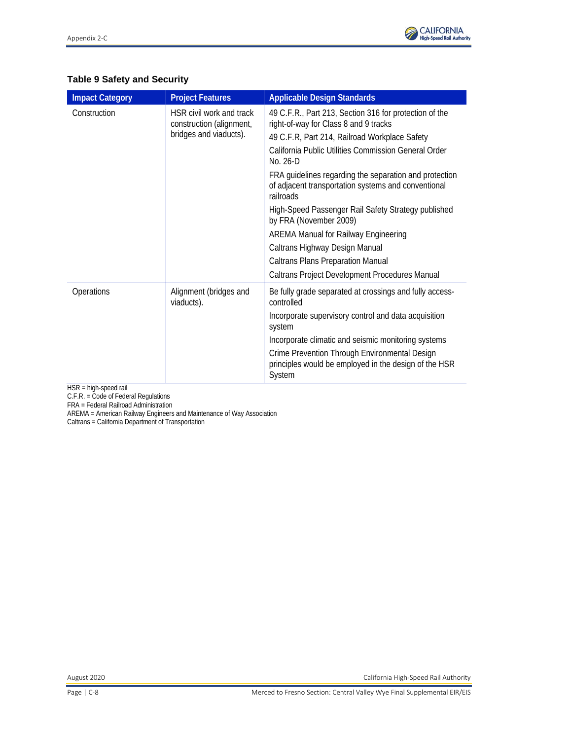**Table 9 Safety and Security**

| Impact Category | Project Features | Applicable Design Standards |
|---|---|---|
| Construction | HSR civil work and track construction (alignment, bridges and viaducts). | 49 C.F.R., Part 213, Section 316 for protection of the right-of-way for Class 8 and 9 tracks<br>49 C.F.R, Part 214, Railroad Workplace Safety<br>California Public Utilities Commission General Order No. 26-D<br>FRA guidelines regarding the separation and protection of adjacent transportation systems and conventional railroads<br>High-Speed Passenger Rail Safety Strategy published by FRA (November 2009)<br>AREMA Manual for Railway Engineering<br>Caltrans Highway Design Manual<br>Caltrans Plans Preparation Manual<br>Caltrans Project Development Procedures Manual |
| Operations | Alignment (bridges and viaducts). | Be fully grade separated at crossings and fully access-controlled<br>Incorporate supervisory control and data acquisition system<br>Incorporate climatic and seismic monitoring systems<br>Crime Prevention Through Environmental Design principles would be employed in the design of the HSR System |

HSR = high-speed rail
C.F.R. = Code of Federal Regulations
FRA = Federal Railroad Administration
AREMA = American Railway Engineers and Maintenance of Way Association
Caltrans = California Department of Transportation